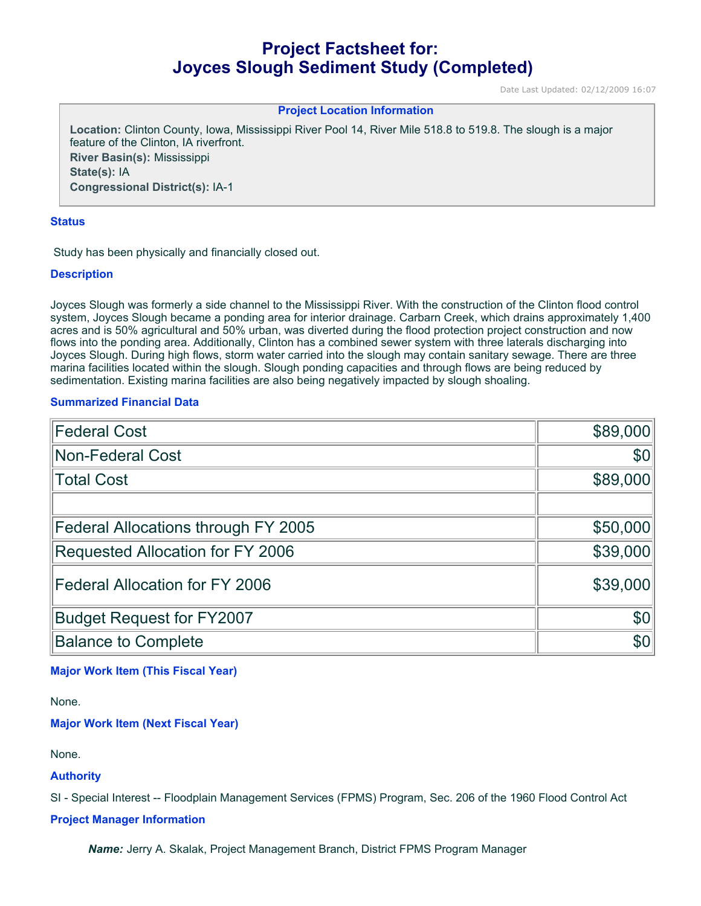# Project Factsheet for: Joyces Slough Sediment Study (Completed)

Date Last Updated: 02/12/2009 16:07

**Project Location Information**

**Location:** Clinton County, Iowa, Mississippi River Pool 14, River Mile 518.8 to 519.8. The slough is a major feature of the Clinton, IA riverfront.
**River Basin(s):** Mississippi
**State(s):** IA
**Congressional District(s):** IA-1

### Status

Study has been physically and financially closed out.

### Description

Joyces Slough was formerly a side channel to the Mississippi River. With the construction of the Clinton flood control system, Joyces Slough became a ponding area for interior drainage. Carbarn Creek, which drains approximately 1,400 acres and is 50% agricultural and 50% urban, was diverted during the flood protection project construction and now flows into the ponding area. Additionally, Clinton has a combined sewer system with three laterals discharging into Joyces Slough. During high flows, storm water carried into the slough may contain sanitary sewage. There are three marina facilities located within the slough. Slough ponding capacities and through flows are being reduced by sedimentation. Existing marina facilities are also being negatively impacted by slough shoaling.

### Summarized Financial Data

| | |
|---|---:|
| Federal Cost | $89,000 |
| Non-Federal Cost | $0 |
| Total Cost | $89,000 |
| | |
| Federal Allocations through FY 2005 | $50,000 |
| Requested Allocation for FY 2006 | $39,000 |
| Federal Allocation for FY 2006 | $39,000 |
| Budget Request for FY2007 | $0 |
| Balance to Complete | $0 |

### Major Work Item (This Fiscal Year)

None.

### Major Work Item (Next Fiscal Year)

None.

### Authority

SI - Special Interest -- Floodplain Management Services (FPMS) Program, Sec. 206 of the 1960 Flood Control Act

### Project Manager Information

***Name:*** Jerry A. Skalak, Project Management Branch, District FPMS Program Manager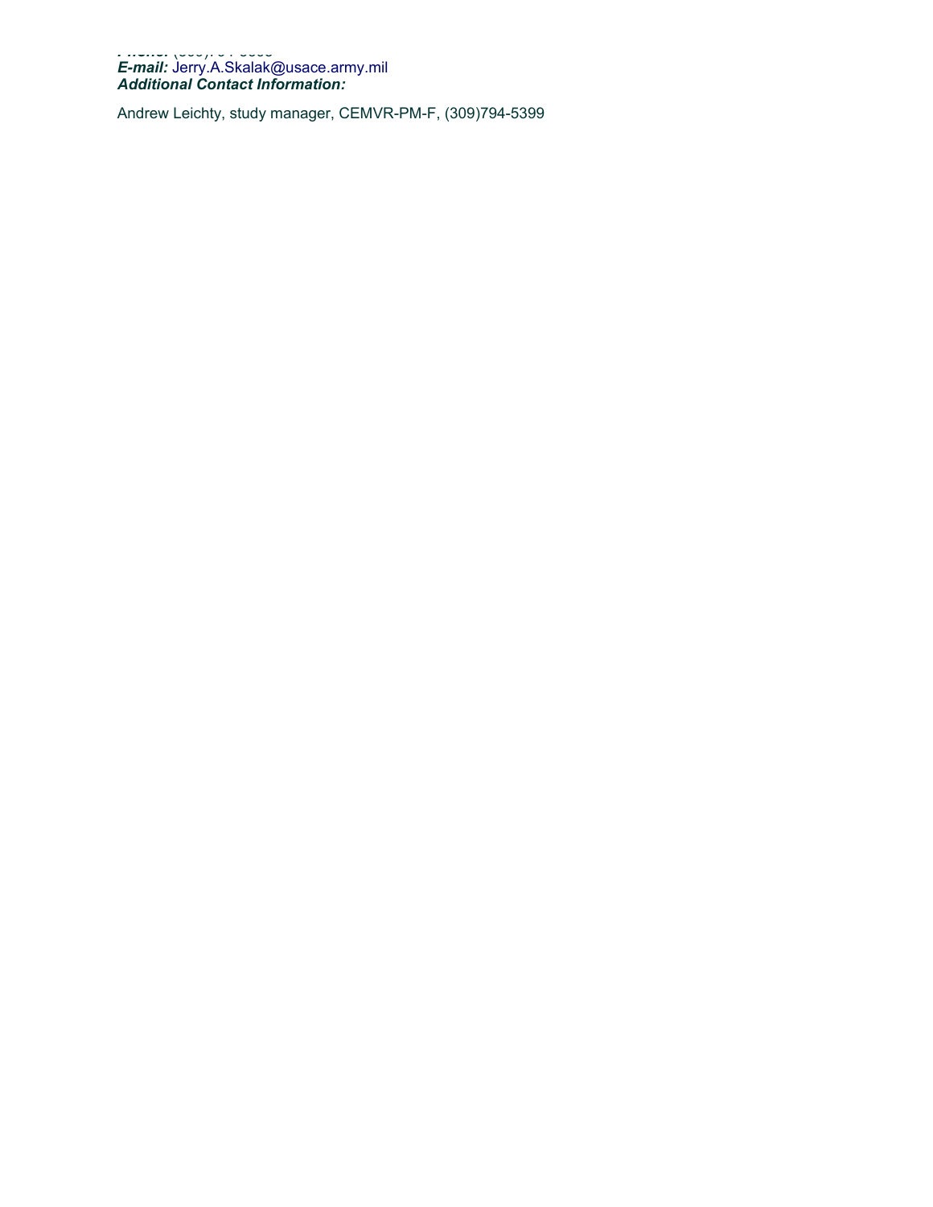***Phone:*** (309)794-5655
***E-mail:*** Jerry.A.Skalak@usace.army.mil
***Additional Contact Information:***

Andrew Leichty, study manager, CEMVR-PM-F, (309)794-5399